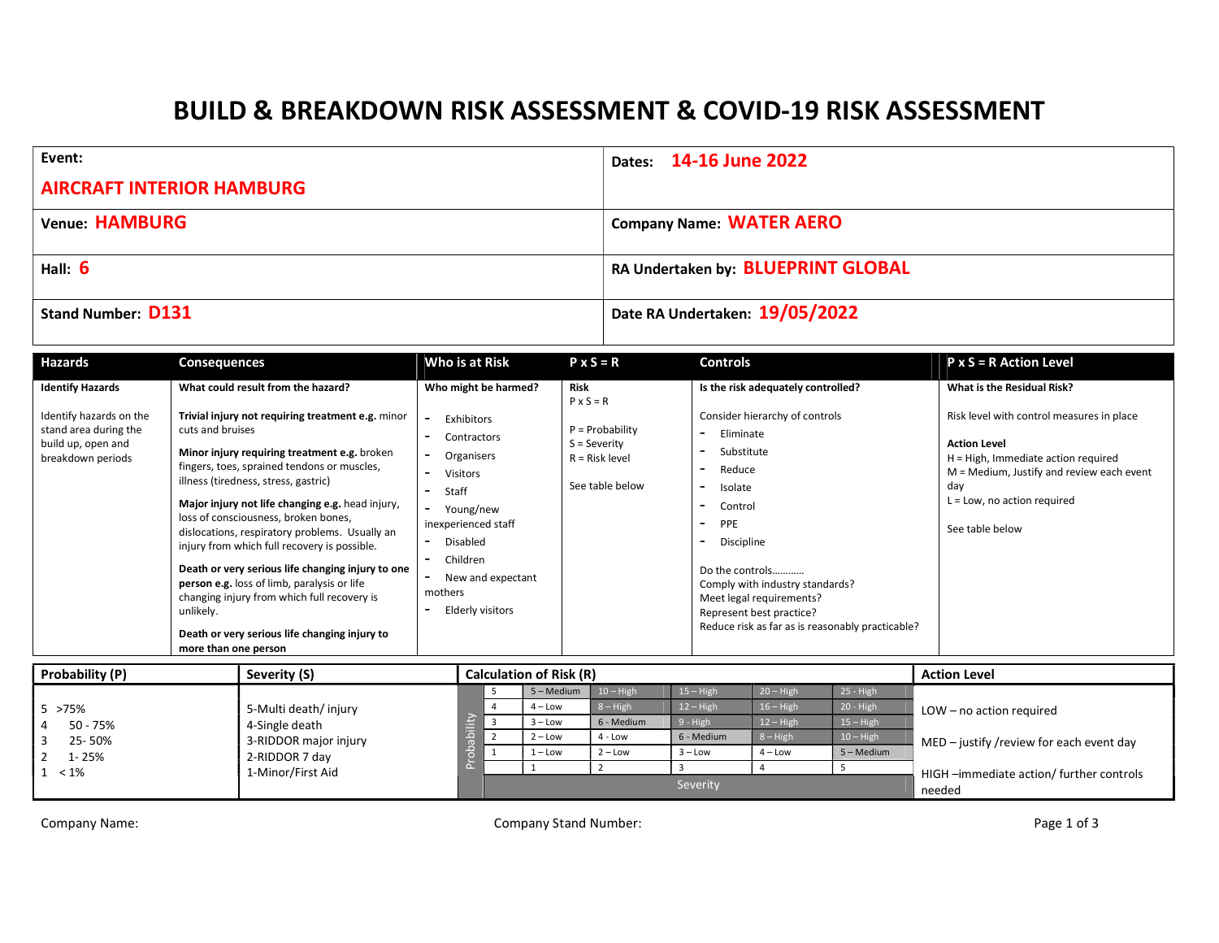# BUILD & BREAKDOWN RISK ASSESSMENT & COVID-19 RISK ASSESSMENT

| | |
|---|---|
| **Event:** **AIRCRAFT INTERIOR HAMBURG** | **Dates: 14-16 June 2022** |
| **Venue: HAMBURG** | **Company Name: WATER AERO** |
| **Hall: 6** | **RA Undertaken by: BLUEPRINT GLOBAL** |
| **Stand Number: D131** | **Date RA Undertaken: 19/05/2022** |

| Hazards | Consequences | Who is at Risk | P x S = R | Controls | P x S = R Action Level |
|---|---|---|---|---|---|
| **Identify Hazards**<br><br>Identify hazards on the stand area during the build up, open and breakdown periods | **What could result from the hazard?**<br><br>**Trivial injury not requiring treatment e.g.** minor cuts and bruises<br><br>**Minor injury requiring treatment e.g.** broken fingers, toes, sprained tendons or muscles, illness (tiredness, stress, gastric)<br><br>**Major injury not life changing e.g.** head injury, loss of consciousness, broken bones, dislocations, respiratory problems. Usually an injury from which full recovery is possible.<br><br>**Death or very serious life changing injury to one person e.g.** loss of limb, paralysis or life changing injury from which full recovery is unlikely.<br><br>**Death or very serious life changing injury to more than one person** | **Who might be harmed?**<br><br>- Exhibitors<br>- Contractors<br>- Organisers<br>- Visitors<br>- Staff<br>- Young/new inexperienced staff<br>- Disabled<br>- Children<br>- New and expectant mothers<br>- Elderly visitors | **Risk**<br>P x S = R<br><br>P = Probability<br>S = Severity<br>R = Risk level<br><br>See table below | **Is the risk adequately controlled?**<br><br>Consider hierarchy of controls<br>- Eliminate<br>- Substitute<br>- Reduce<br>- Isolate<br>- Control<br>- PPE<br>- Discipline<br><br>Do the controls…………<br>Comply with industry standards?<br>Meet legal requirements?<br>Represent best practice?<br>Reduce risk as far as is reasonably practicable? | **What is the Residual Risk?**<br><br>Risk level with control measures in place<br><br>**Action Level**<br>H = High, Immediate action required<br>M = Medium, Justify and review each event day<br>L = Low, no action required<br><br>See table below |

| Probability (P) | Severity (S) |
|---|---|
| 5 >75%<br>4 50 - 75%<br>3 25- 50%<br>2 1- 25%<br>1 < 1% | 5-Multi death/ injury<br>4-Single death<br>3-RIDDOR major injury<br>2-RIDDOR 7 day<br>1-Minor/First Aid |

**Calculation of Risk (R)**

| Probability | 1 | 2 | 3 | 4 | 5 |
|---|---|---|---|---|---|
| 5 | 5 – Medium | 10 – High | 15 – High | 20 – High | 25 - High |
| 4 | 4 – Low | 8 – High | 12 – High | 16 – High | 20 - High |
| 3 | 3 – Low | 6 - Medium | 9 - High | 12 – High | 15 – High |
| 2 | 2 – Low | 4 - Low | 6 - Medium | 8 – High | 10 – High |
| 1 | 1 – Low | 2 – Low | 3 – Low | 4 – Low | 5 – Medium |
| | Severity | | | | |

**Action Level**

- LOW – no action required
- MED – justify /review for each event day
- HIGH –immediate action/ further controls needed

Company Name: Company Stand Number: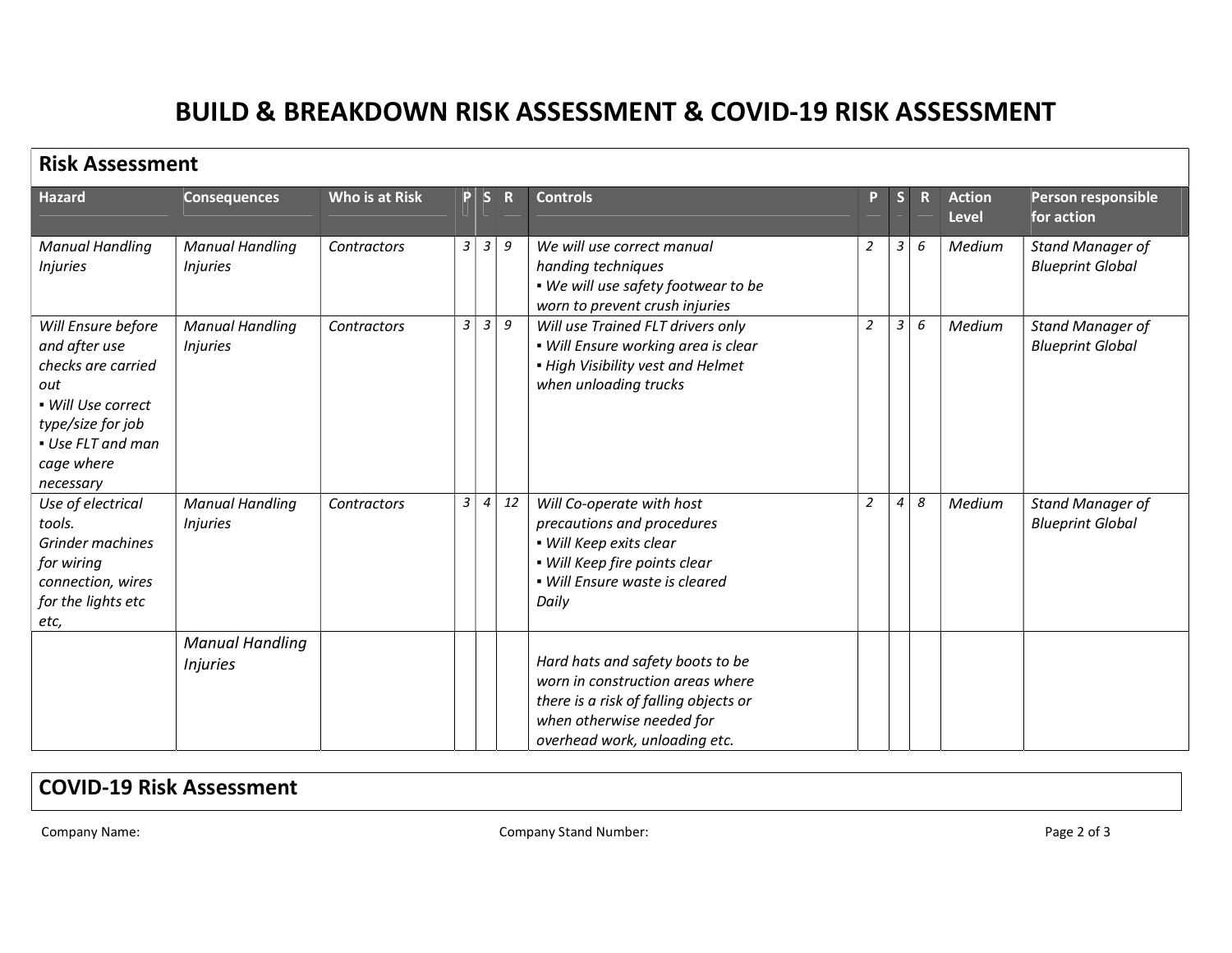# BUILD & BREAKDOWN RISK ASSESSMENT & COVID-19 RISK ASSESSMENT

## Risk Assessment

| Hazard | Consequences | Who is at Risk | P | S | R | Controls | P | S | R | Action Level | Person responsible for action |
|---|---|---|---|---|---|---|---|---|---|---|---|
| *Manual Handling Injuries* | *Manual Handling Injuries* | *Contractors* | *3* | *3* | *9* | *We will use correct manual handing techniques*<br>▪ *We will use safety footwear to be worn to prevent crush injuries* | *2* | *3* | *6* | *Medium* | *Stand Manager of Blueprint Global* |
| *Will Ensure before and after use checks are carried out*<br>▪ *Will Use correct type/size for job*<br>▪ *Use FLT and man cage where necessary* | *Manual Handling Injuries* | *Contractors* | *3* | *3* | *9* | *Will use Trained FLT drivers only*<br>▪ *Will Ensure working area is clear*<br>▪ *High Visibility vest and Helmet when unloading trucks* | *2* | *3* | *6* | *Medium* | *Stand Manager of Blueprint Global* |
| *Use of electrical tools. Grinder machines for wiring connection, wires for the lights etc etc,* | *Manual Handling Injuries* | *Contractors* | *3* | *4* | *12* | *Will Co-operate with host precautions and procedures*<br>▪ *Will Keep exits clear*<br>▪ *Will Keep fire points clear*<br>▪ *Will Ensure waste is cleared Daily* | *2* | *4* | *8* | *Medium* | *Stand Manager of Blueprint Global* |
| | *Manual Handling Injuries* | | | | | *Hard hats and safety boots to be worn in construction areas where there is a risk of falling objects or when otherwise needed for overhead work, unloading etc.* | | | | | |

## COVID-19 Risk Assessment

Company Name:

Company Stand Number: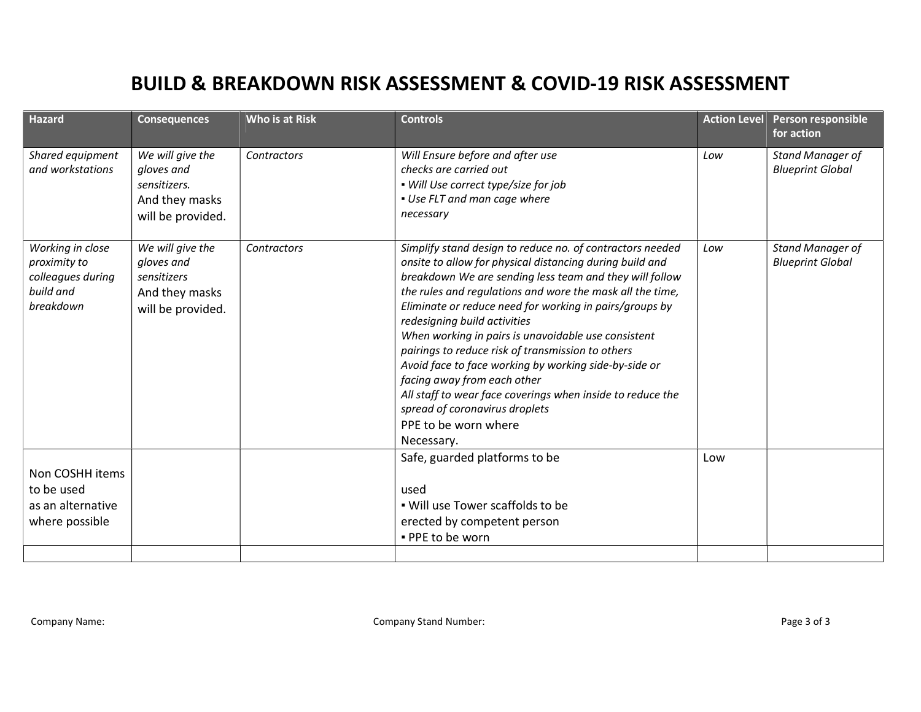# BUILD & BREAKDOWN RISK ASSESSMENT & COVID-19 RISK ASSESSMENT

| Hazard | Consequences | Who is at Risk | Controls | Action Level | Person responsible for action |
|---|---|---|---|---|---|
| *Shared equipment and workstations* | *We will give the gloves and sensitizers.* And they masks will be provided. | *Contractors* | *Will Ensure before and after use checks are carried out* <br> *▪ Will Use correct type/size for job* <br> *▪ Use FLT and man cage where necessary* | *Low* | *Stand Manager of Blueprint Global* |
| *Working in close proximity to colleagues during build and breakdown* | *We will give the gloves and sensitizers* And they masks will be provided. | *Contractors* | *Simplify stand design to reduce no. of contractors needed onsite to allow for physical distancing during build and breakdown We are sending less team and they will follow the rules and regulations and wore the mask all the time,* <br> *Eliminate or reduce need for working in pairs/groups by redesigning build activities* <br> *When working in pairs is unavoidable use consistent pairings to reduce risk of transmission to others* <br> *Avoid face to face working by working side-by-side or facing away from each other* <br> *All staff to wear face coverings when inside to reduce the spread of coronavirus droplets* <br> PPE to be worn where Necessary. | *Low* | *Stand Manager of Blueprint Global* |
| Non COSHH items to be used as an alternative where possible | | | Safe, guarded platforms to be <br><br> used <br> ▪ Will use Tower scaffolds to be erected by competent person <br> ▪ PPE to be worn | Low | |
| | | | | | |

Company Name: Company Stand Number: